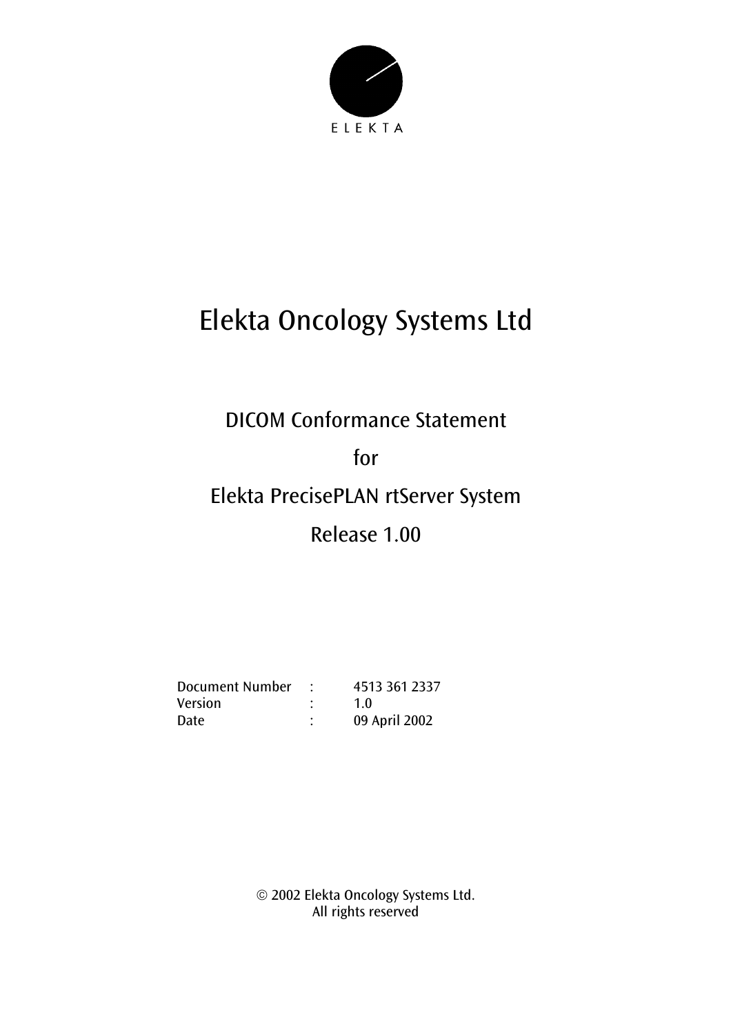ELEKTA

# Elekta Oncology Systems Ltd

## DICOM Conformance Statement

## for

## Elekta PrecisePLAN rtServer System

## Release 1.00

| | | |
|---|---|---|
| Document Number | : | 4513 361 2337 |
| Version | : | 1.0 |
| Date | : | 09 April 2002 |

© 2002 Elekta Oncology Systems Ltd.
All rights reserved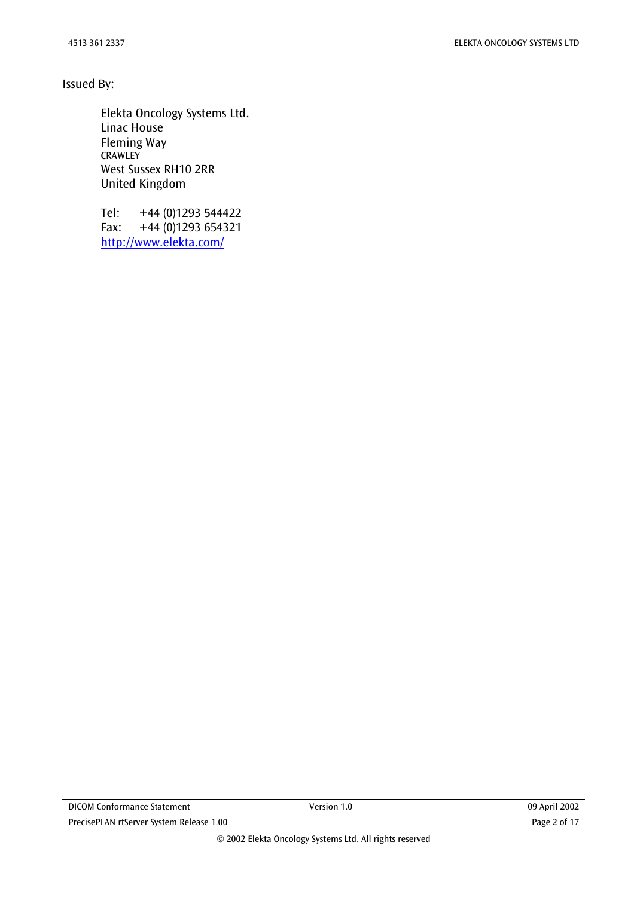Issued By:

Elekta Oncology Systems Ltd.
Linac House
Fleming Way
CRAWLEY
West Sussex RH10 2RR
United Kingdom

Tel: +44 (0)1293 544422
Fax: +44 (0)1293 654321
[http://www.elekta.com/](http://www.elekta.com/)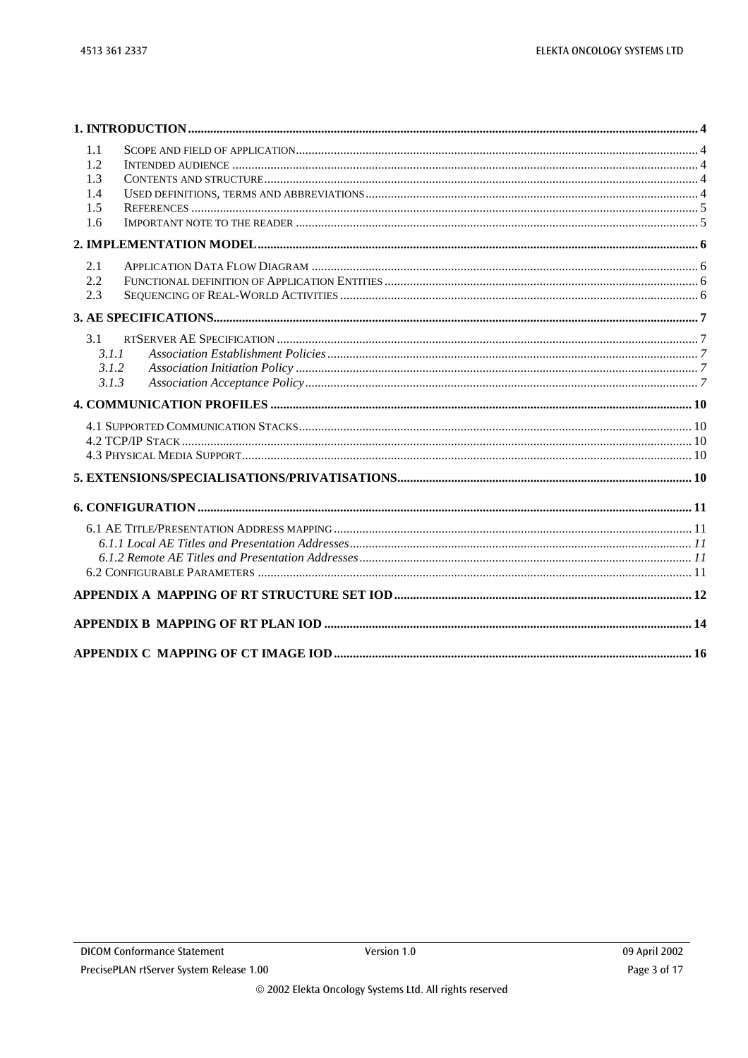**1. INTRODUCTION** .... 4

- 1.1 SCOPE AND FIELD OF APPLICATION .... 4
- 1.2 INTENDED AUDIENCE .... 4
- 1.3 CONTENTS AND STRUCTURE .... 4
- 1.4 USED DEFINITIONS, TERMS AND ABBREVIATIONS .... 4
- 1.5 REFERENCES .... 5
- 1.6 IMPORTANT NOTE TO THE READER .... 5

**2. IMPLEMENTATION MODEL** .... 6

- 2.1 APPLICATION DATA FLOW DIAGRAM .... 6
- 2.2 FUNCTIONAL DEFINITION OF APPLICATION ENTITIES .... 6
- 2.3 SEQUENCING OF REAL-WORLD ACTIVITIES .... 6

**3. AE SPECIFICATIONS** .... 7

- 3.1 RTSERVER AE SPECIFICATION .... 7
  - *3.1.1 Association Establishment Policies* .... 7
  - *3.1.2 Association Initiation Policy* .... 7
  - *3.1.3 Association Acceptance Policy* .... 7

**4. COMMUNICATION PROFILES** .... 10

- 4.1 SUPPORTED COMMUNICATION STACKS .... 10
- 4.2 TCP/IP STACK .... 10
- 4.3 PHYSICAL MEDIA SUPPORT .... 10

**5. EXTENSIONS/SPECIALISATIONS/PRIVATISATIONS** .... 10

**6. CONFIGURATION** .... 11

- 6.1 AE TITLE/PRESENTATION ADDRESS MAPPING .... 11
  - *6.1.1 Local AE Titles and Presentation Addresses* .... 11
  - *6.1.2 Remote AE Titles and Presentation Addresses* .... 11
- 6.2 CONFIGURABLE PARAMETERS .... 11

**APPENDIX A MAPPING OF RT STRUCTURE SET IOD** .... 12

**APPENDIX B MAPPING OF RT PLAN IOD** .... 14

**APPENDIX C MAPPING OF CT IMAGE IOD** .... 16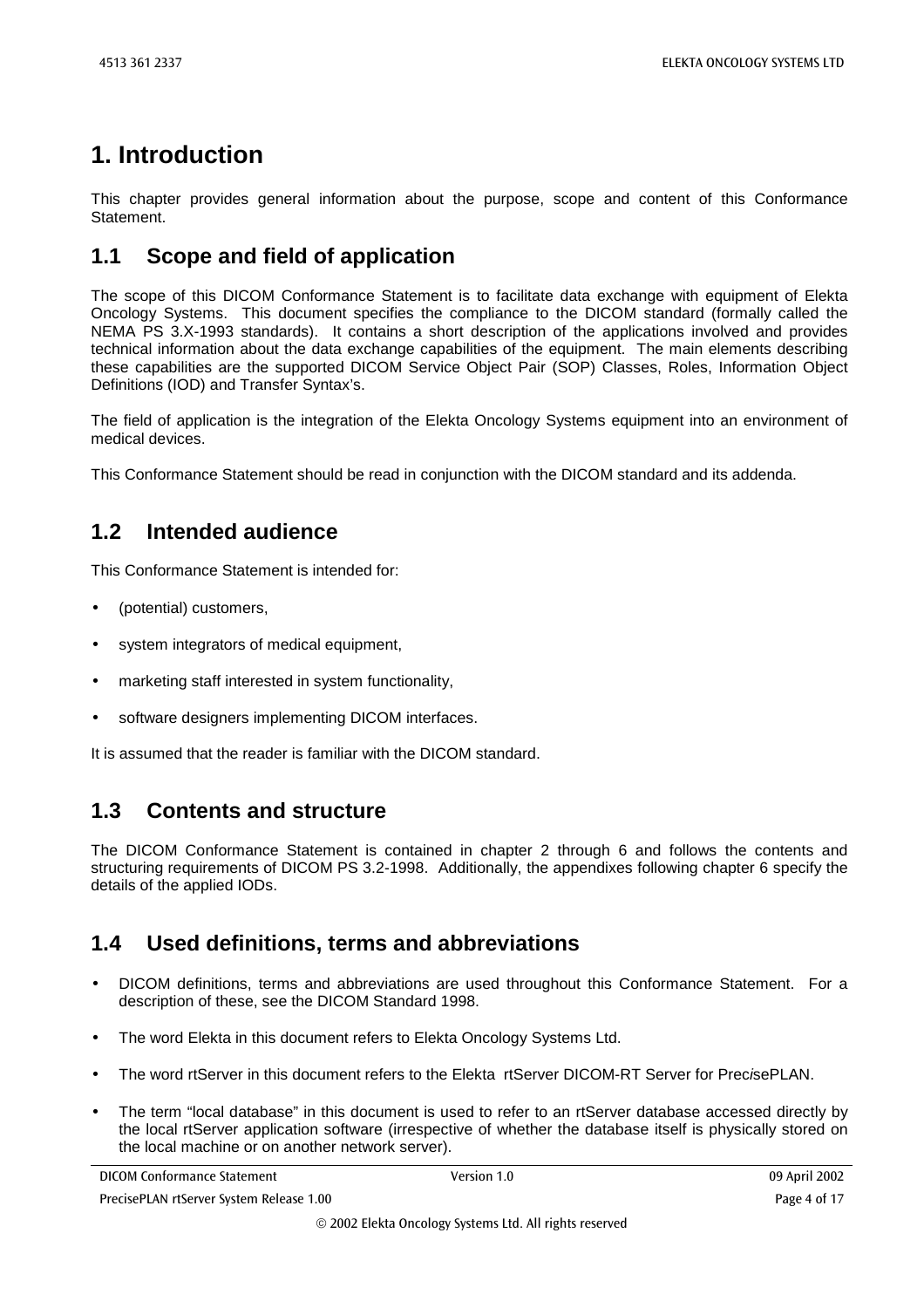# 1. Introduction

This chapter provides general information about the purpose, scope and content of this Conformance Statement.

## 1.1 Scope and field of application

The scope of this DICOM Conformance Statement is to facilitate data exchange with equipment of Elekta Oncology Systems. This document specifies the compliance to the DICOM standard (formally called the NEMA PS 3.X-1993 standards). It contains a short description of the applications involved and provides technical information about the data exchange capabilities of the equipment. The main elements describing these capabilities are the supported DICOM Service Object Pair (SOP) Classes, Roles, Information Object Definitions (IOD) and Transfer Syntax's.

The field of application is the integration of the Elekta Oncology Systems equipment into an environment of medical devices.

This Conformance Statement should be read in conjunction with the DICOM standard and its addenda.

## 1.2 Intended audience

This Conformance Statement is intended for:

- (potential) customers,
- system integrators of medical equipment,
- marketing staff interested in system functionality,
- software designers implementing DICOM interfaces.

It is assumed that the reader is familiar with the DICOM standard.

## 1.3 Contents and structure

The DICOM Conformance Statement is contained in chapter 2 through 6 and follows the contents and structuring requirements of DICOM PS 3.2-1998. Additionally, the appendixes following chapter 6 specify the details of the applied IODs.

## 1.4 Used definitions, terms and abbreviations

- DICOM definitions, terms and abbreviations are used throughout this Conformance Statement. For a description of these, see the DICOM Standard 1998.
- The word Elekta in this document refers to Elekta Oncology Systems Ltd.
- The word rtServer in this document refers to the Elekta rtServer DICOM-RT Server for Prec*i*sePLAN.
- The term "local database" in this document is used to refer to an rtServer database accessed directly by the local rtServer application software (irrespective of whether the database itself is physically stored on the local machine or on another network server).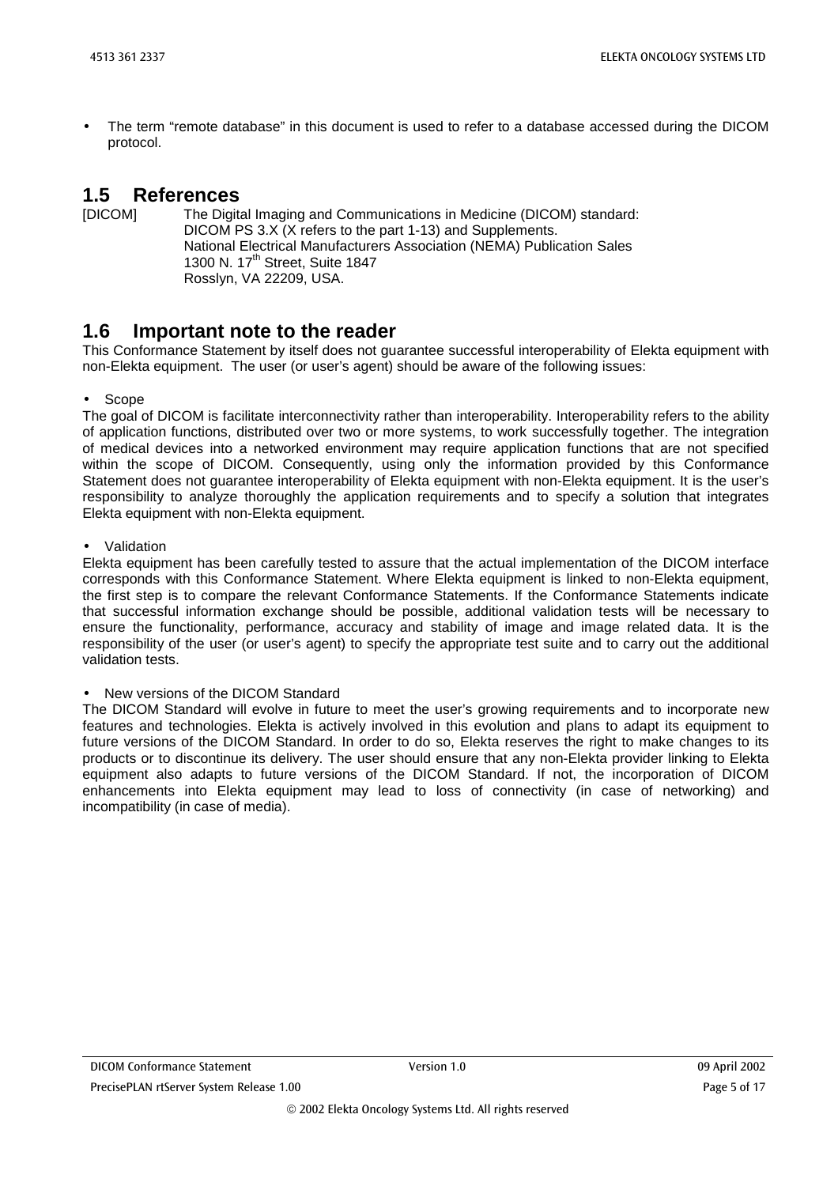- The term "remote database" in this document is used to refer to a database accessed during the DICOM protocol.

## 1.5 References

[DICOM] The Digital Imaging and Communications in Medicine (DICOM) standard:
DICOM PS 3.X (X refers to the part 1-13) and Supplements.
National Electrical Manufacturers Association (NEMA) Publication Sales
1300 N. 17th Street, Suite 1847
Rosslyn, VA 22209, USA.

## 1.6 Important note to the reader

This Conformance Statement by itself does not guarantee successful interoperability of Elekta equipment with non-Elekta equipment. The user (or user's agent) should be aware of the following issues:

- Scope

The goal of DICOM is facilitate interconnectivity rather than interoperability. Interoperability refers to the ability of application functions, distributed over two or more systems, to work successfully together. The integration of medical devices into a networked environment may require application functions that are not specified within the scope of DICOM. Consequently, using only the information provided by this Conformance Statement does not guarantee interoperability of Elekta equipment with non-Elekta equipment. It is the user's responsibility to analyze thoroughly the application requirements and to specify a solution that integrates Elekta equipment with non-Elekta equipment.

- Validation

Elekta equipment has been carefully tested to assure that the actual implementation of the DICOM interface corresponds with this Conformance Statement. Where Elekta equipment is linked to non-Elekta equipment, the first step is to compare the relevant Conformance Statements. If the Conformance Statements indicate that successful information exchange should be possible, additional validation tests will be necessary to ensure the functionality, performance, accuracy and stability of image and image related data. It is the responsibility of the user (or user's agent) to specify the appropriate test suite and to carry out the additional validation tests.

- New versions of the DICOM Standard

The DICOM Standard will evolve in future to meet the user's growing requirements and to incorporate new features and technologies. Elekta is actively involved in this evolution and plans to adapt its equipment to future versions of the DICOM Standard. In order to do so, Elekta reserves the right to make changes to its products or to discontinue its delivery. The user should ensure that any non-Elekta provider linking to Elekta equipment also adapts to future versions of the DICOM Standard. If not, the incorporation of DICOM enhancements into Elekta equipment may lead to loss of connectivity (in case of networking) and incompatibility (in case of media).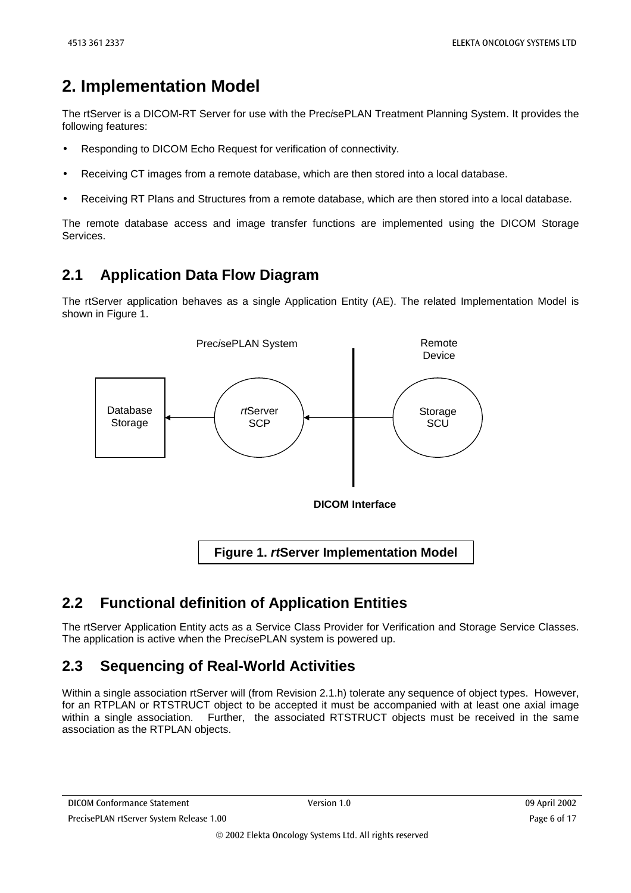# 2. Implementation Model

The rtServer is a DICOM-RT Server for use with the Prec*i*sePLAN Treatment Planning System. It provides the following features:

- Responding to DICOM Echo Request for verification of connectivity.
- Receiving CT images from a remote database, which are then stored into a local database.
- Receiving RT Plans and Structures from a remote database, which are then stored into a local database.

The remote database access and image transfer functions are implemented using the DICOM Storage Services.

## 2.1 Application Data Flow Diagram

The rtServer application behaves as a single Application Entity (AE). The related Implementation Model is shown in Figure 1.

Prec*i*sePLAN System

Remote Device

Database Storage

*rt*Server SCP

Storage SCU

**DICOM Interface**

**Figure 1. *rt*Server Implementation Model**

## 2.2 Functional definition of Application Entities

The rtServer Application Entity acts as a Service Class Provider for Verification and Storage Service Classes. The application is active when the Prec*i*sePLAN system is powered up.

## 2.3 Sequencing of Real-World Activities

Within a single association rtServer will (from Revision 2.1.h) tolerate any sequence of object types. However, for an RTPLAN or RTSTRUCT object to be accepted it must be accompanied with at least one axial image within a single association. Further, the associated RTSTRUCT objects must be received in the same association as the RTPLAN objects.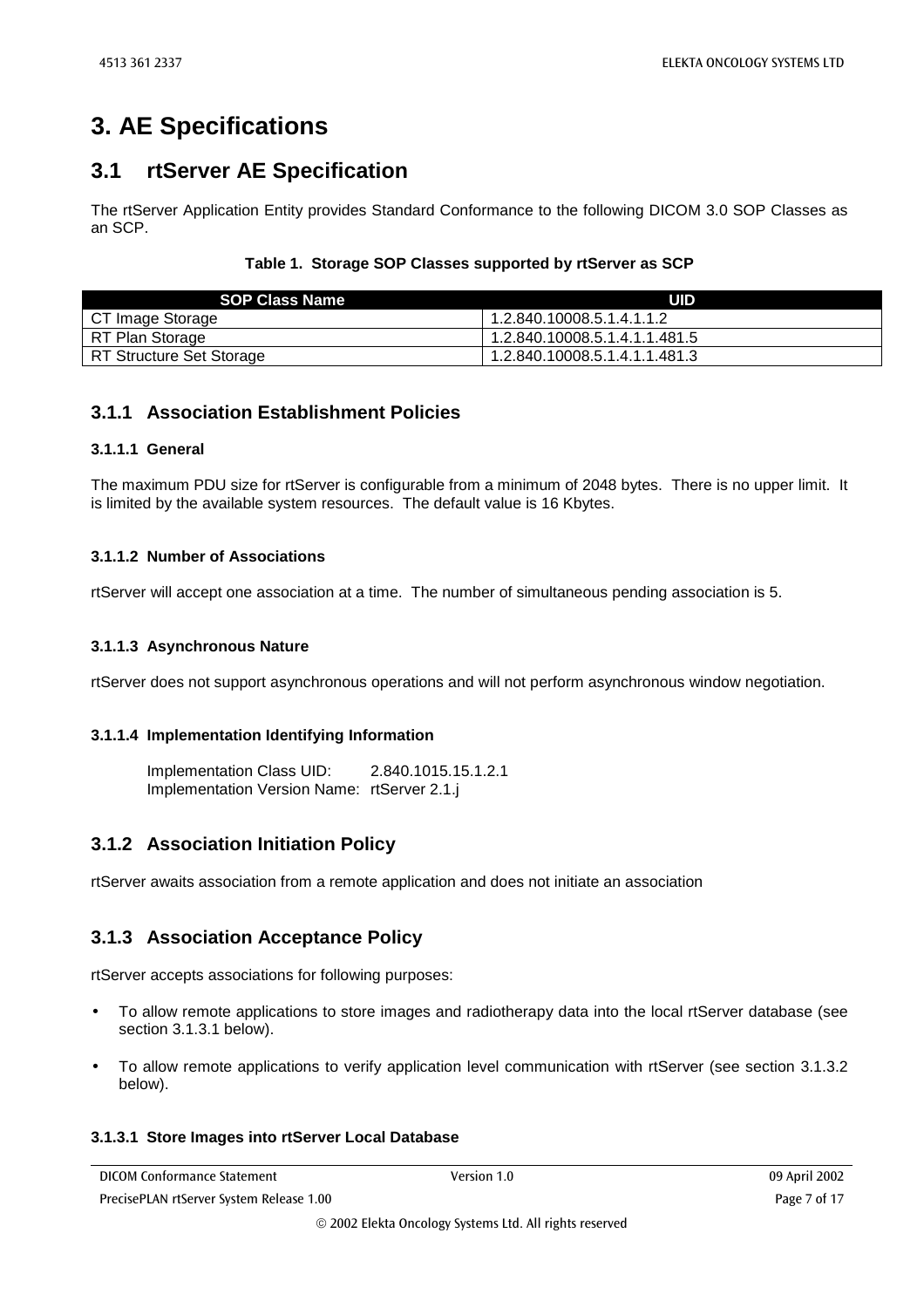# 3. AE Specifications

## 3.1 rtServer AE Specification

The rtServer Application Entity provides Standard Conformance to the following DICOM 3.0 SOP Classes as an SCP.

**Table 1. Storage SOP Classes supported by rtServer as SCP**

| SOP Class Name | UID |
|---|---|
| CT Image Storage | 1.2.840.10008.5.1.4.1.1.2 |
| RT Plan Storage | 1.2.840.10008.5.1.4.1.1.481.5 |
| RT Structure Set Storage | 1.2.840.10008.5.1.4.1.1.481.3 |

### 3.1.1 Association Establishment Policies

#### 3.1.1.1 General

The maximum PDU size for rtServer is configurable from a minimum of 2048 bytes. There is no upper limit. It is limited by the available system resources. The default value is 16 Kbytes.

#### 3.1.1.2 Number of Associations

rtServer will accept one association at a time. The number of simultaneous pending association is 5.

#### 3.1.1.3 Asynchronous Nature

rtServer does not support asynchronous operations and will not perform asynchronous window negotiation.

#### 3.1.1.4 Implementation Identifying Information

Implementation Class UID: 2.840.1015.15.1.2.1
Implementation Version Name: rtServer 2.1.j

### 3.1.2 Association Initiation Policy

rtServer awaits association from a remote application and does not initiate an association

### 3.1.3 Association Acceptance Policy

rtServer accepts associations for following purposes:

- To allow remote applications to store images and radiotherapy data into the local rtServer database (see section 3.1.3.1 below).
- To allow remote applications to verify application level communication with rtServer (see section 3.1.3.2 below).

#### 3.1.3.1 Store Images into rtServer Local Database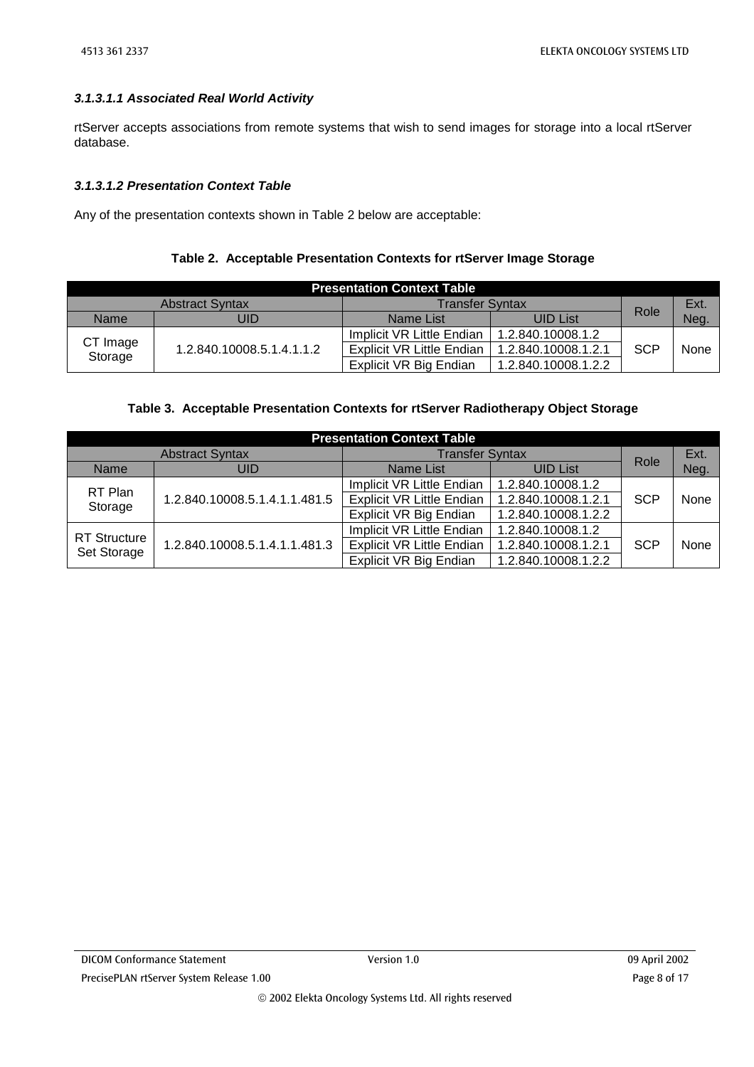#### 3.1.3.1.1 Associated Real World Activity

rtServer accepts associations from remote systems that wish to send images for storage into a local rtServer database.

#### 3.1.3.1.2 Presentation Context Table

Any of the presentation contexts shown in Table 2 below are acceptable:

**Table 2. Acceptable Presentation Contexts for rtServer Image Storage**

| Presentation Context Table | | | | | |
|---|---|---|---|---|---|
| Abstract Syntax | | Transfer Syntax | | Role | Ext. Neg. |
| Name | UID | Name List | UID List | | |
| CT Image Storage | 1.2.840.10008.5.1.4.1.1.2 | Implicit VR Little Endian | 1.2.840.10008.1.2 | SCP | None |
| | | Explicit VR Little Endian | 1.2.840.10008.1.2.1 | | |
| | | Explicit VR Big Endian | 1.2.840.10008.1.2.2 | | |

**Table 3. Acceptable Presentation Contexts for rtServer Radiotherapy Object Storage**

| Presentation Context Table | | | | | |
|---|---|---|---|---|---|
| Abstract Syntax | | Transfer Syntax | | Role | Ext. Neg. |
| Name | UID | Name List | UID List | | |
| RT Plan Storage | 1.2.840.10008.5.1.4.1.1.481.5 | Implicit VR Little Endian | 1.2.840.10008.1.2 | SCP | None |
| | | Explicit VR Little Endian | 1.2.840.10008.1.2.1 | | |
| | | Explicit VR Big Endian | 1.2.840.10008.1.2.2 | | |
| RT Structure Set Storage | 1.2.840.10008.5.1.4.1.1.481.3 | Implicit VR Little Endian | 1.2.840.10008.1.2 | SCP | None |
| | | Explicit VR Little Endian | 1.2.840.10008.1.2.1 | | |
| | | Explicit VR Big Endian | 1.2.840.10008.1.2.2 | | |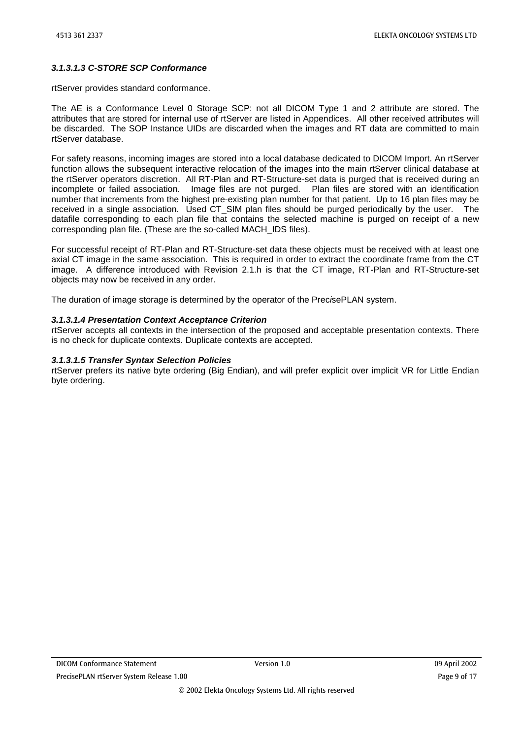#### *3.1.3.1.3 C-STORE SCP Conformance*

rtServer provides standard conformance.

The AE is a Conformance Level 0 Storage SCP: not all DICOM Type 1 and 2 attribute are stored. The attributes that are stored for internal use of rtServer are listed in Appendices. All other received attributes will be discarded. The SOP Instance UIDs are discarded when the images and RT data are committed to main rtServer database.

For safety reasons, incoming images are stored into a local database dedicated to DICOM Import. An rtServer function allows the subsequent interactive relocation of the images into the main rtServer clinical database at the rtServer operators discretion. All RT-Plan and RT-Structure-set data is purged that is received during an incomplete or failed association. Image files are not purged. Plan files are stored with an identification number that increments from the highest pre-existing plan number for that patient. Up to 16 plan files may be received in a single association. Used CT_SIM plan files should be purged periodically by the user. The datafile corresponding to each plan file that contains the selected machine is purged on receipt of a new corresponding plan file. (These are the so-called MACH_IDS files).

For successful receipt of RT-Plan and RT-Structure-set data these objects must be received with at least one axial CT image in the same association. This is required in order to extract the coordinate frame from the CT image. A difference introduced with Revision 2.1.h is that the CT image, RT-Plan and RT-Structure-set objects may now be received in any order.

The duration of image storage is determined by the operator of the Prec*i*sePLAN system.

#### *3.1.3.1.4 Presentation Context Acceptance Criterion*

rtServer accepts all contexts in the intersection of the proposed and acceptable presentation contexts. There is no check for duplicate contexts. Duplicate contexts are accepted.

#### *3.1.3.1.5 Transfer Syntax Selection Policies*

rtServer prefers its native byte ordering (Big Endian), and will prefer explicit over implicit VR for Little Endian byte ordering.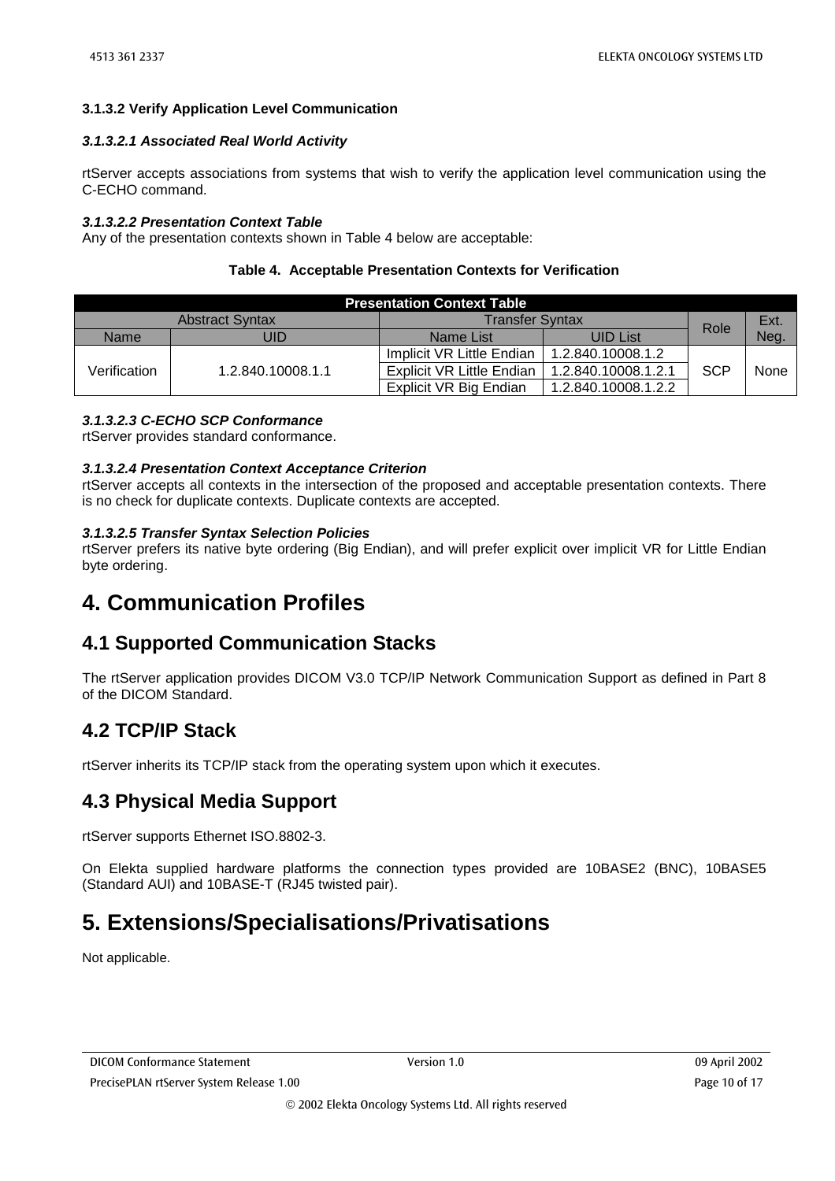### 3.1.3.2 Verify Application Level Communication

#### *3.1.3.2.1 Associated Real World Activity*

rtServer accepts associations from systems that wish to verify the application level communication using the C-ECHO command.

#### *3.1.3.2.2 Presentation Context Table*

Any of the presentation contexts shown in Table 4 below are acceptable:

**Table 4. Acceptable Presentation Contexts for Verification**

| Presentation Context Table | | | | | |
|---|---|---|---|---|---|
| Abstract Syntax | | Transfer Syntax | | Role | Ext. Neg. |
| Name | UID | Name List | UID List | | |
| Verification | 1.2.840.10008.1.1 | Implicit VR Little Endian | 1.2.840.10008.1.2 | SCP | None |
| | | Explicit VR Little Endian | 1.2.840.10008.1.2.1 | | |
| | | Explicit VR Big Endian | 1.2.840.10008.1.2.2 | | |

#### *3.1.3.2.3 C-ECHO SCP Conformance*

rtServer provides standard conformance.

#### *3.1.3.2.4 Presentation Context Acceptance Criterion*

rtServer accepts all contexts in the intersection of the proposed and acceptable presentation contexts. There is no check for duplicate contexts. Duplicate contexts are accepted.

#### *3.1.3.2.5 Transfer Syntax Selection Policies*

rtServer prefers its native byte ordering (Big Endian), and will prefer explicit over implicit VR for Little Endian byte ordering.

# 4. Communication Profiles

## 4.1 Supported Communication Stacks

The rtServer application provides DICOM V3.0 TCP/IP Network Communication Support as defined in Part 8 of the DICOM Standard.

## 4.2 TCP/IP Stack

rtServer inherits its TCP/IP stack from the operating system upon which it executes.

## 4.3 Physical Media Support

rtServer supports Ethernet ISO.8802-3.

On Elekta supplied hardware platforms the connection types provided are 10BASE2 (BNC), 10BASE5 (Standard AUI) and 10BASE-T (RJ45 twisted pair).

# 5. Extensions/Specialisations/Privatisations

Not applicable.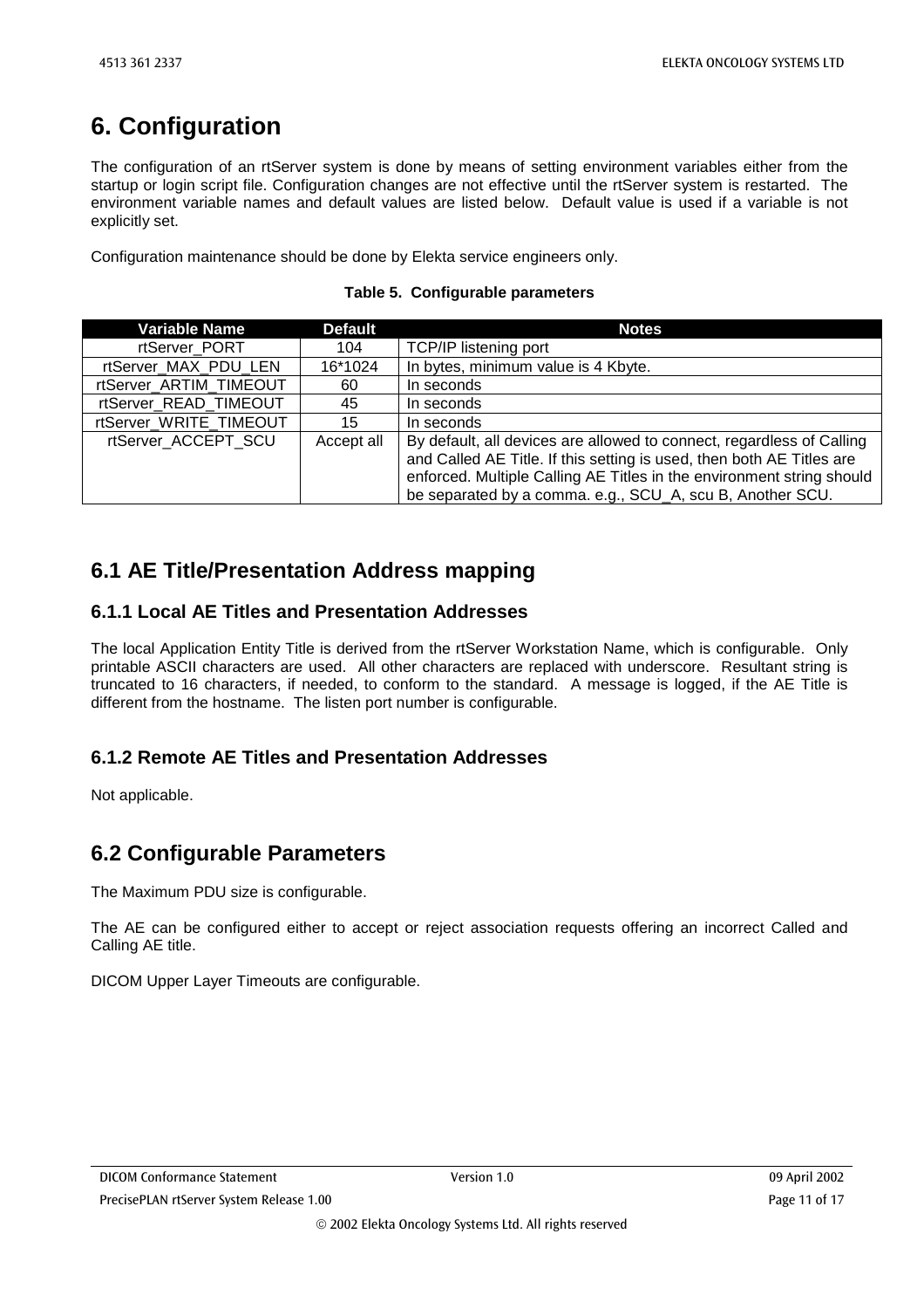# 6. Configuration

The configuration of an rtServer system is done by means of setting environment variables either from the startup or login script file. Configuration changes are not effective until the rtServer system is restarted. The environment variable names and default values are listed below. Default value is used if a variable is not explicitly set.

Configuration maintenance should be done by Elekta service engineers only.

**Table 5. Configurable parameters**

| Variable Name | Default | Notes |
|---|---|---|
| rtServer_PORT | 104 | TCP/IP listening port |
| rtServer_MAX_PDU_LEN | 16*1024 | In bytes, minimum value is 4 Kbyte. |
| rtServer_ARTIM_TIMEOUT | 60 | In seconds |
| rtServer_READ_TIMEOUT | 45 | In seconds |
| rtServer_WRITE_TIMEOUT | 15 | In seconds |
| rtServer_ACCEPT_SCU | Accept all | By default, all devices are allowed to connect, regardless of Calling and Called AE Title. If this setting is used, then both AE Titles are enforced. Multiple Calling AE Titles in the environment string should be separated by a comma. e.g., SCU_A, scu B, Another SCU. |

## 6.1 AE Title/Presentation Address mapping

### 6.1.1 Local AE Titles and Presentation Addresses

The local Application Entity Title is derived from the rtServer Workstation Name, which is configurable. Only printable ASCII characters are used. All other characters are replaced with underscore. Resultant string is truncated to 16 characters, if needed, to conform to the standard. A message is logged, if the AE Title is different from the hostname. The listen port number is configurable.

### 6.1.2 Remote AE Titles and Presentation Addresses

Not applicable.

## 6.2 Configurable Parameters

The Maximum PDU size is configurable.

The AE can be configured either to accept or reject association requests offering an incorrect Called and Calling AE title.

DICOM Upper Layer Timeouts are configurable.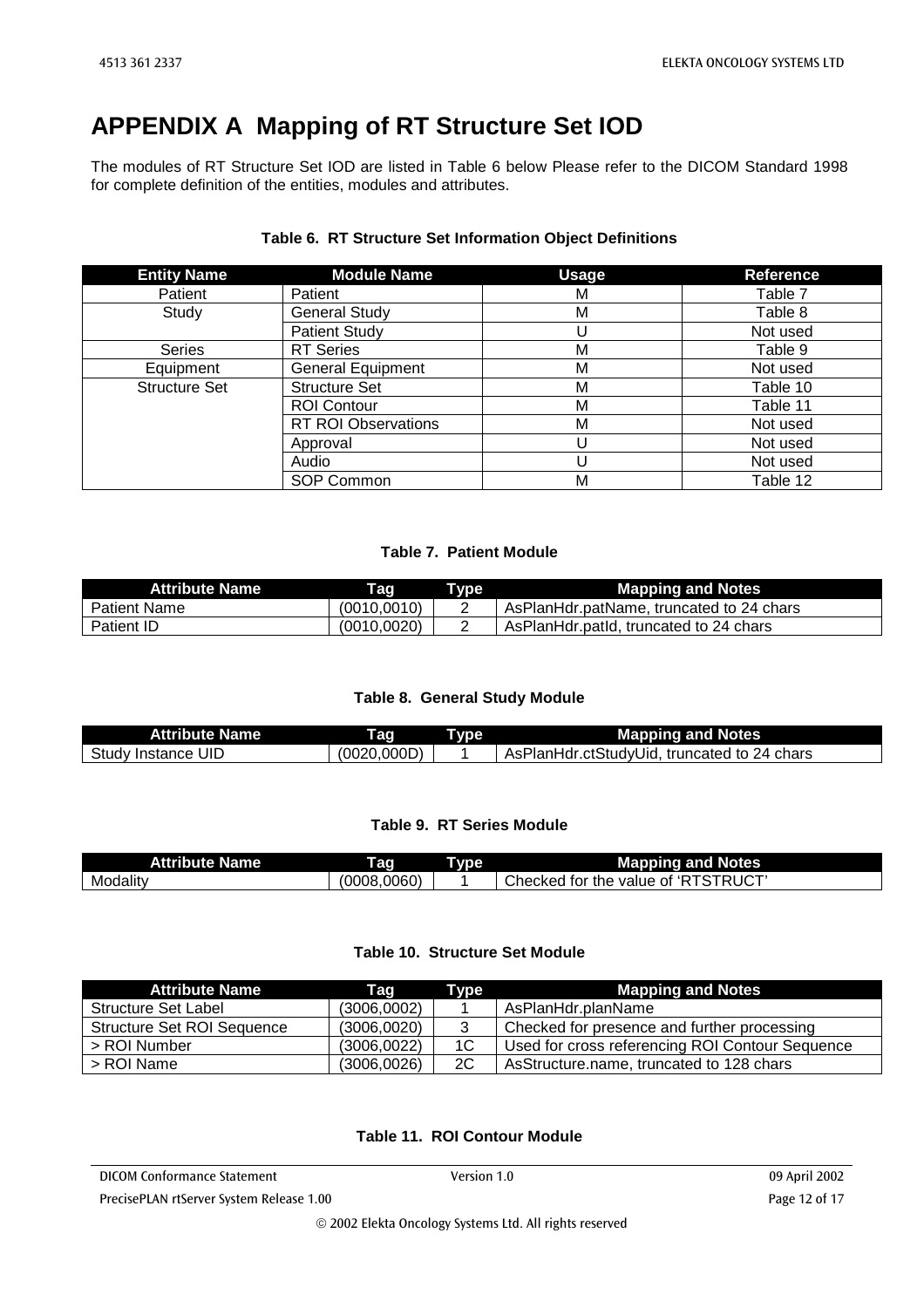# APPENDIX A Mapping of RT Structure Set IOD

The modules of RT Structure Set IOD are listed in Table 6 below Please refer to the DICOM Standard 1998 for complete definition of the entities, modules and attributes.

**Table 6. RT Structure Set Information Object Definitions**

| Entity Name | Module Name | Usage | Reference |
|---|---|---|---|
| Patient | Patient | M | Table 7 |
| Study | General Study | M | Table 8 |
| | Patient Study | U | Not used |
| Series | RT Series | M | Table 9 |
| Equipment | General Equipment | M | Not used |
| Structure Set | Structure Set | M | Table 10 |
| | ROI Contour | M | Table 11 |
| | RT ROI Observations | M | Not used |
| | Approval | U | Not used |
| | Audio | U | Not used |
| | SOP Common | M | Table 12 |

**Table 7. Patient Module**

| Attribute Name | Tag | Type | Mapping and Notes |
|---|---|---|---|
| Patient Name | (0010,0010) | 2 | AsPlanHdr.patName, truncated to 24 chars |
| Patient ID | (0010,0020) | 2 | AsPlanHdr.patId, truncated to 24 chars |

**Table 8. General Study Module**

| Attribute Name | Tag | Type | Mapping and Notes |
|---|---|---|---|
| Study Instance UID | (0020,000D) | 1 | AsPlanHdr.ctStudyUid, truncated to 24 chars |

**Table 9. RT Series Module**

| Attribute Name | Tag | Type | Mapping and Notes |
|---|---|---|---|
| Modality | (0008,0060) | 1 | Checked for the value of 'RTSTRUCT' |

**Table 10. Structure Set Module**

| Attribute Name | Tag | Type | Mapping and Notes |
|---|---|---|---|
| Structure Set Label | (3006,0002) | 1 | AsPlanHdr.planName |
| Structure Set ROI Sequence | (3006,0020) | 3 | Checked for presence and further processing |
| > ROI Number | (3006,0022) | 1C | Used for cross referencing ROI Contour Sequence |
| > ROI Name | (3006,0026) | 2C | AsStructure.name, truncated to 128 chars |

**Table 11. ROI Contour Module**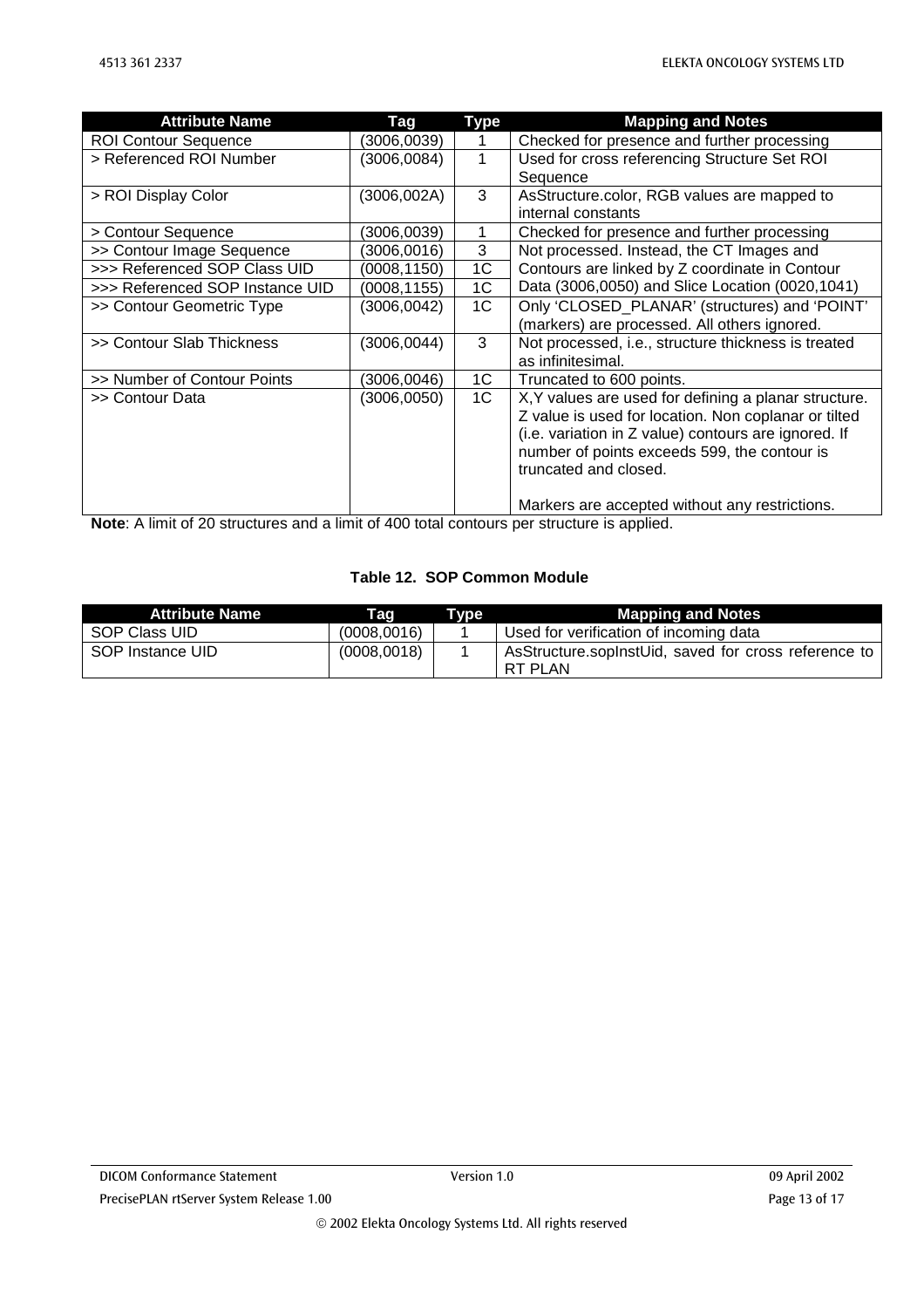| Attribute Name | Tag | Type | Mapping and Notes |
|---|---|---|---|
| ROI Contour Sequence | (3006,0039) | 1 | Checked for presence and further processing |
| > Referenced ROI Number | (3006,0084) | 1 | Used for cross referencing Structure Set ROI Sequence |
| > ROI Display Color | (3006,002A) | 3 | AsStructure.color, RGB values are mapped to internal constants |
| > Contour Sequence | (3006,0039) | 1 | Checked for presence and further processing |
| >> Contour Image Sequence | (3006,0016) | 3 | Not processed. Instead, the CT Images and Contours are linked by Z coordinate in Contour Data (3006,0050) and Slice Location (0020,1041) |
| >>> Referenced SOP Class UID | (0008,1150) | 1C | |
| >>> Referenced SOP Instance UID | (0008,1155) | 1C | |
| >> Contour Geometric Type | (3006,0042) | 1C | Only 'CLOSED_PLANAR' (structures) and 'POINT' (markers) are processed. All others ignored. |
| >> Contour Slab Thickness | (3006,0044) | 3 | Not processed, i.e., structure thickness is treated as infinitesimal. |
| >> Number of Contour Points | (3006,0046) | 1C | Truncated to 600 points. |
| >> Contour Data | (3006,0050) | 1C | X,Y values are used for defining a planar structure. Z value is used for location. Non coplanar or tilted (i.e. variation in Z value) contours are ignored. If number of points exceeds 599, the contour is truncated and closed.<br><br>Markers are accepted without any restrictions. |

**Note**: A limit of 20 structures and a limit of 400 total contours per structure is applied.

**Table 12. SOP Common Module**

| Attribute Name | Tag | Type | Mapping and Notes |
|---|---|---|---|
| SOP Class UID | (0008,0016) | 1 | Used for verification of incoming data |
| SOP Instance UID | (0008,0018) | 1 | AsStructure.sopInstUid, saved for cross reference to RT PLAN |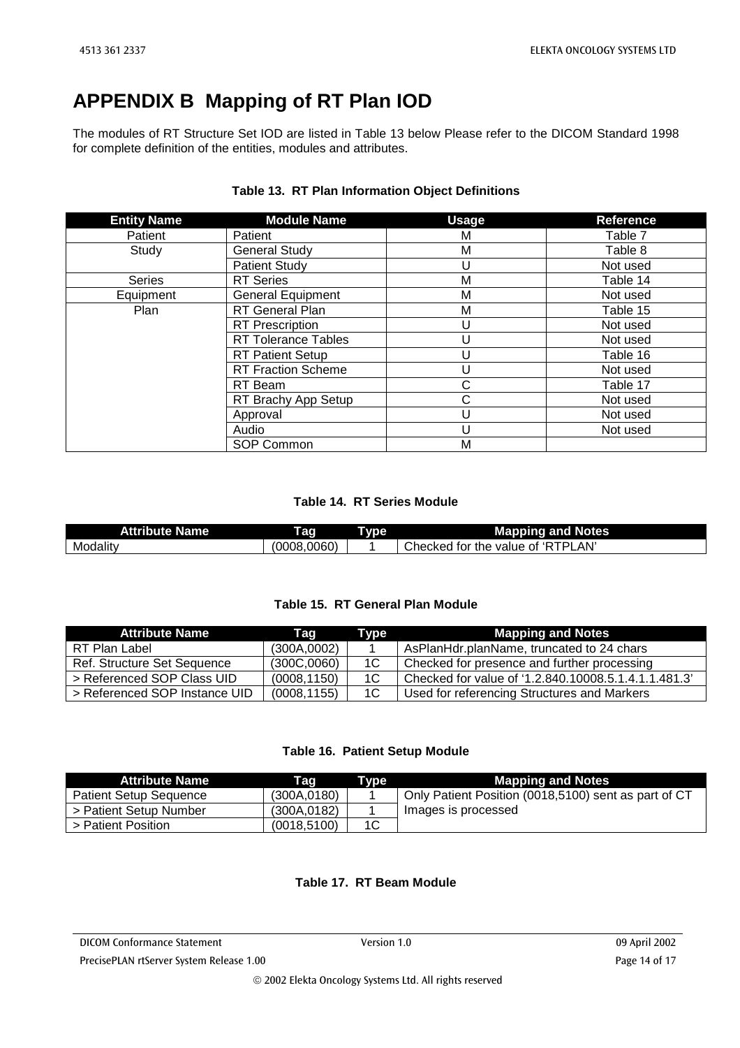# APPENDIX B Mapping of RT Plan IOD

The modules of RT Structure Set IOD are listed in Table 13 below Please refer to the DICOM Standard 1998 for complete definition of the entities, modules and attributes.

**Table 13. RT Plan Information Object Definitions**

| Entity Name | Module Name | Usage | Reference |
|---|---|---|---|
| Patient | Patient | M | Table 7 |
| Study | General Study | M | Table 8 |
| | Patient Study | U | Not used |
| Series | RT Series | M | Table 14 |
| Equipment | General Equipment | M | Not used |
| Plan | RT General Plan | M | Table 15 |
| | RT Prescription | U | Not used |
| | RT Tolerance Tables | U | Not used |
| | RT Patient Setup | U | Table 16 |
| | RT Fraction Scheme | U | Not used |
| | RT Beam | C | Table 17 |
| | RT Brachy App Setup | C | Not used |
| | Approval | U | Not used |
| | Audio | U | Not used |
| | SOP Common | M | |

**Table 14. RT Series Module**

| Attribute Name | Tag | Type | Mapping and Notes |
|---|---|---|---|
| Modality | (0008,0060) | 1 | Checked for the value of 'RTPLAN' |

**Table 15. RT General Plan Module**

| Attribute Name | Tag | Type | Mapping and Notes |
|---|---|---|---|
| RT Plan Label | (300A,0002) | 1 | AsPlanHdr.planName, truncated to 24 chars |
| Ref. Structure Set Sequence | (300C,0060) | 1C | Checked for presence and further processing |
| > Referenced SOP Class UID | (0008,1150) | 1C | Checked for value of '1.2.840.10008.5.1.4.1.1.481.3' |
| > Referenced SOP Instance UID | (0008,1155) | 1C | Used for referencing Structures and Markers |

**Table 16. Patient Setup Module**

| Attribute Name | Tag | Type | Mapping and Notes |
|---|---|---|---|
| Patient Setup Sequence | (300A,0180) | 1 | Only Patient Position (0018,5100) sent as part of CT Images is processed |
| > Patient Setup Number | (300A,0182) | 1 | |
| > Patient Position | (0018,5100) | 1C | |

**Table 17. RT Beam Module**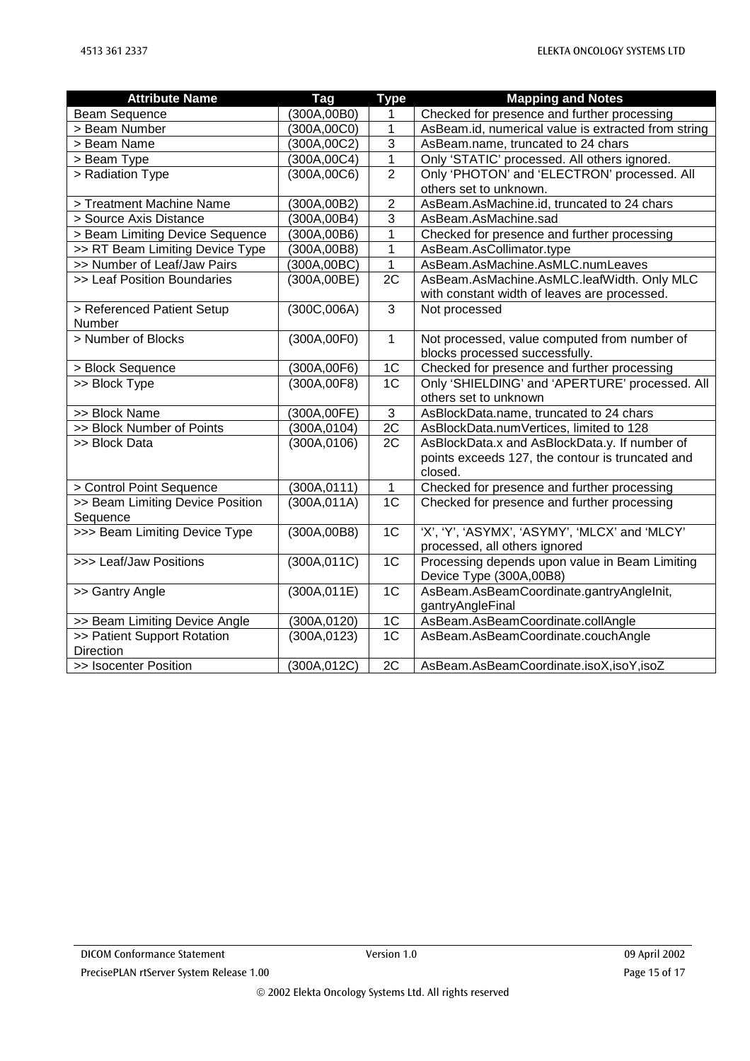| Attribute Name | Tag | Type | Mapping and Notes |
|---|---|---|---|
| Beam Sequence | (300A,00B0) | 1 | Checked for presence and further processing |
| > Beam Number | (300A,00C0) | 1 | AsBeam.id, numerical value is extracted from string |
| > Beam Name | (300A,00C2) | 3 | AsBeam.name, truncated to 24 chars |
| > Beam Type | (300A,00C4) | 1 | Only 'STATIC' processed. All others ignored. |
| > Radiation Type | (300A,00C6) | 2 | Only 'PHOTON' and 'ELECTRON' processed. All others set to unknown. |
| > Treatment Machine Name | (300A,00B2) | 2 | AsBeam.AsMachine.id, truncated to 24 chars |
| > Source Axis Distance | (300A,00B4) | 3 | AsBeam.AsMachine.sad |
| > Beam Limiting Device Sequence | (300A,00B6) | 1 | Checked for presence and further processing |
| >> RT Beam Limiting Device Type | (300A,00B8) | 1 | AsBeam.AsCollimator.type |
| >> Number of Leaf/Jaw Pairs | (300A,00BC) | 1 | AsBeam.AsMachine.AsMLC.numLeaves |
| >> Leaf Position Boundaries | (300A,00BE) | 2C | AsBeam.AsMachine.AsMLC.leafWidth. Only MLC with constant width of leaves are processed. |
| > Referenced Patient Setup Number | (300C,006A) | 3 | Not processed |
| > Number of Blocks | (300A,00F0) | 1 | Not processed, value computed from number of blocks processed successfully. |
| > Block Sequence | (300A,00F6) | 1C | Checked for presence and further processing |
| >> Block Type | (300A,00F8) | 1C | Only 'SHIELDING' and 'APERTURE' processed. All others set to unknown |
| >> Block Name | (300A,00FE) | 3 | AsBlockData.name, truncated to 24 chars |
| >> Block Number of Points | (300A,0104) | 2C | AsBlockData.numVertices, limited to 128 |
| >> Block Data | (300A,0106) | 2C | AsBlockData.x and AsBlockData.y. If number of points exceeds 127, the contour is truncated and closed. |
| > Control Point Sequence | (300A,0111) | 1 | Checked for presence and further processing |
| >> Beam Limiting Device Position Sequence | (300A,011A) | 1C | Checked for presence and further processing |
| >>> Beam Limiting Device Type | (300A,00B8) | 1C | 'X', 'Y', 'ASYMX', 'ASYMY', 'MLCX' and 'MLCY' processed, all others ignored |
| >>> Leaf/Jaw Positions | (300A,011C) | 1C | Processing depends upon value in Beam Limiting Device Type (300A,00B8) |
| >> Gantry Angle | (300A,011E) | 1C | AsBeam.AsBeamCoordinate.gantryAngleInit, gantryAngleFinal |
| >> Beam Limiting Device Angle | (300A,0120) | 1C | AsBeam.AsBeamCoordinate.collAngle |
| >> Patient Support Rotation Direction | (300A,0123) | 1C | AsBeam.AsBeamCoordinate.couchAngle |
| >> Isocenter Position | (300A,012C) | 2C | AsBeam.AsBeamCoordinate.isoX,isoY,isoZ |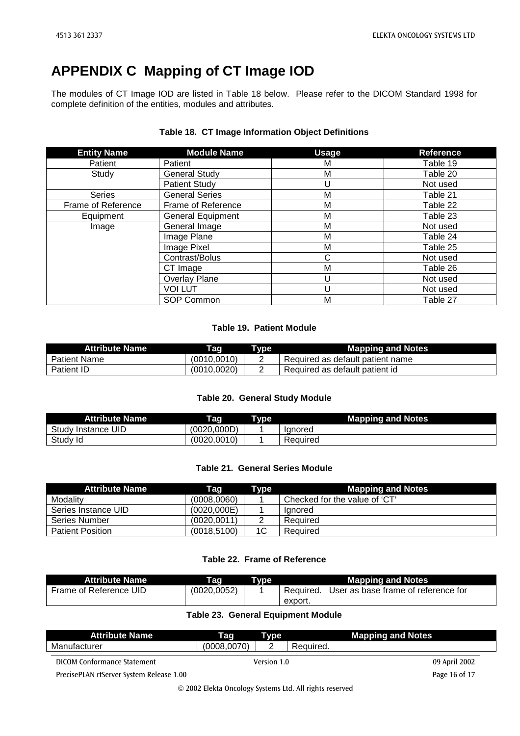# APPENDIX C  Mapping of CT Image IOD

The modules of CT Image IOD are listed in Table 18 below. Please refer to the DICOM Standard 1998 for complete definition of the entities, modules and attributes.

**Table 18.  CT Image Information Object Definitions**

| Entity Name | Module Name | Usage | Reference |
|---|---|---|---|
| Patient | Patient | M | Table 19 |
| Study | General Study | M | Table 20 |
| | Patient Study | U | Not used |
| Series | General Series | M | Table 21 |
| Frame of Reference | Frame of Reference | M | Table 22 |
| Equipment | General Equipment | M | Table 23 |
| Image | General Image | M | Not used |
| | Image Plane | M | Table 24 |
| | Image Pixel | M | Table 25 |
| | Contrast/Bolus | C | Not used |
| | CT Image | M | Table 26 |
| | Overlay Plane | U | Not used |
| | VOI LUT | U | Not used |
| | SOP Common | M | Table 27 |

**Table 19.  Patient Module**

| Attribute Name | Tag | Type | Mapping and Notes |
|---|---|---|---|
| Patient Name | (0010,0010) | 2 | Required as default patient name |
| Patient ID | (0010,0020) | 2 | Required as default patient id |

**Table 20.  General Study Module**

| Attribute Name | Tag | Type | Mapping and Notes |
|---|---|---|---|
| Study Instance UID | (0020,000D) | 1 | Ignored |
| Study Id | (0020,0010) | 1 | Required |

**Table 21.  General Series Module**

| Attribute Name | Tag | Type | Mapping and Notes |
|---|---|---|---|
| Modality | (0008,0060) | 1 | Checked for the value of 'CT' |
| Series Instance UID | (0020,000E) | 1 | Ignored |
| Series Number | (0020,0011) | 2 | Required |
| Patient Position | (0018,5100) | 1C | Required |

**Table 22.  Frame of Reference**

| Attribute Name | Tag | Type | Mapping and Notes |
|---|---|---|---|
| Frame of Reference UID | (0020,0052) | 1 | Required. User as base frame of reference for export. |

**Table 23.  General Equipment Module**

| Attribute Name | Tag | Type | Mapping and Notes |
|---|---|---|---|
| Manufacturer | (0008,0070) | 2 | Required. |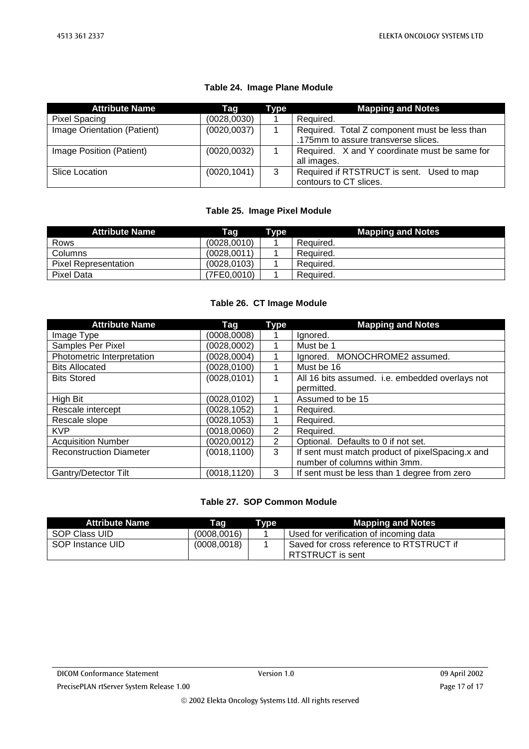**Table 24. Image Plane Module**

| Attribute Name | Tag | Type | Mapping and Notes |
|---|---|---|---|
| Pixel Spacing | (0028,0030) | 1 | Required. |
| Image Orientation (Patient) | (0020,0037) | 1 | Required. Total Z component must be less than .175mm to assure transverse slices. |
| Image Position (Patient) | (0020,0032) | 1 | Required. X and Y coordinate must be same for all images. |
| Slice Location | (0020,1041) | 3 | Required if RTSTRUCT is sent. Used to map contours to CT slices. |

**Table 25. Image Pixel Module**

| Attribute Name | Tag | Type | Mapping and Notes |
|---|---|---|---|
| Rows | (0028,0010) | 1 | Required. |
| Columns | (0028,0011) | 1 | Required. |
| Pixel Representation | (0028,0103) | 1 | Required. |
| Pixel Data | (7FE0,0010) | 1 | Required. |

**Table 26. CT Image Module**

| Attribute Name | Tag | Type | Mapping and Notes |
|---|---|---|---|
| Image Type | (0008,0008) | 1 | Ignored. |
| Samples Per Pixel | (0028,0002) | 1 | Must be 1 |
| Photometric Interpretation | (0028,0004) | 1 | Ignored. MONOCHROME2 assumed. |
| Bits Allocated | (0028,0100) | 1 | Must be 16 |
| Bits Stored | (0028,0101) | 1 | All 16 bits assumed. i.e. embedded overlays not permitted. |
| High Bit | (0028,0102) | 1 | Assumed to be 15 |
| Rescale intercept | (0028,1052) | 1 | Required. |
| Rescale slope | (0028,1053) | 1 | Required. |
| KVP | (0018,0060) | 2 | Required. |
| Acquisition Number | (0020,0012) | 2 | Optional. Defaults to 0 if not set. |
| Reconstruction Diameter | (0018,1100) | 3 | If sent must match product of pixelSpacing.x and number of columns within 3mm. |
| Gantry/Detector Tilt | (0018,1120) | 3 | If sent must be less than 1 degree from zero |

**Table 27. SOP Common Module**

| Attribute Name | Tag | Type | Mapping and Notes |
|---|---|---|---|
| SOP Class UID | (0008,0016) | 1 | Used for verification of incoming data |
| SOP Instance UID | (0008,0018) | 1 | Saved for cross reference to RTSTRUCT if RTSTRUCT is sent |